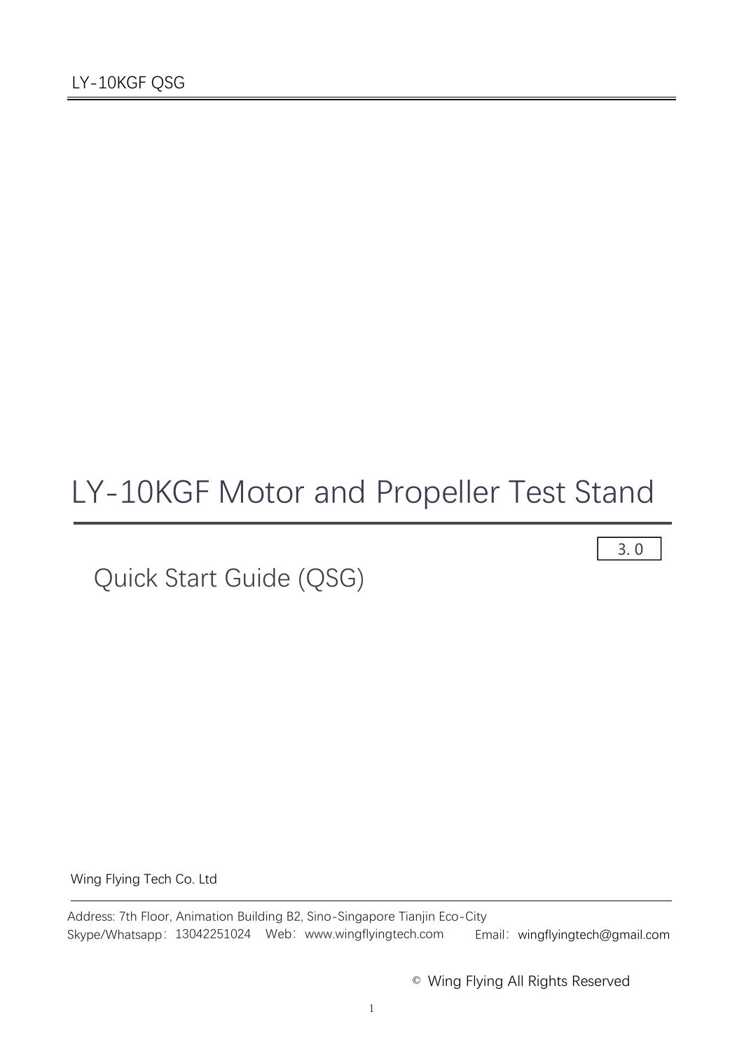# LY-10KGF Motor and Propeller Test Stand

3.0

## Quick Start Guide (QSG)

Wing Flying Tech Co. Ltd

Address: 7th Floor, Animation Building B2, Sino-Singapore Tianjin Eco-City
Skype/Whatsapp：13042251024 Web：www.wingflyingtech.com Email：wingflyingtech@gmail.com

© Wing Flying All Rights Reserved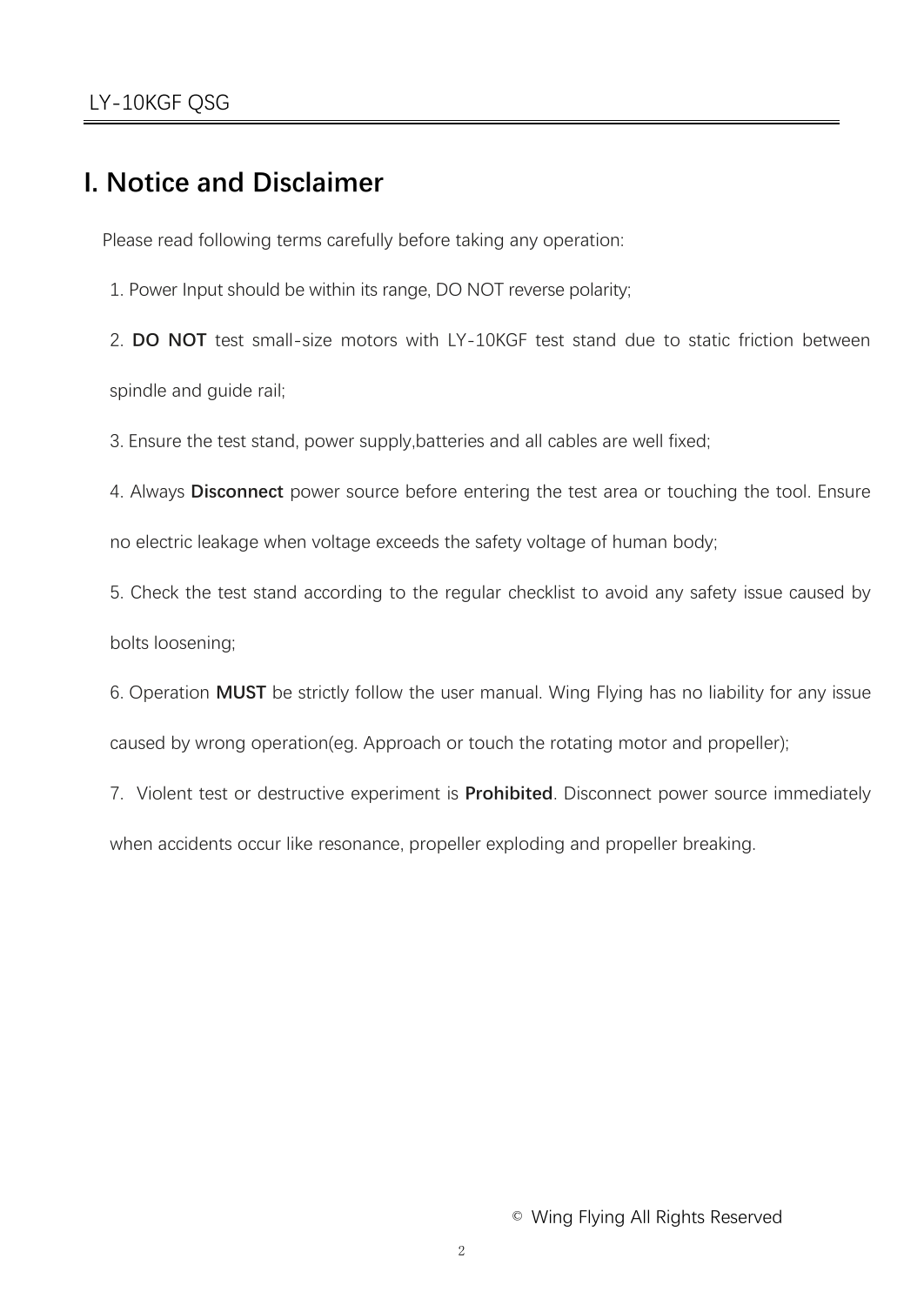# I. Notice and Disclaimer

Please read following terms carefully before taking any operation:

1. Power Input should be within its range, DO NOT reverse polarity;
2. **DO NOT** test small-size motors with LY-10KGF test stand due to static friction between spindle and guide rail;
3. Ensure the test stand, power supply,batteries and all cables are well fixed;
4. Always **Disconnect** power source before entering the test area or touching the tool. Ensure no electric leakage when voltage exceeds the safety voltage of human body;
5. Check the test stand according to the regular checklist to avoid any safety issue caused by bolts loosening;
6. Operation **MUST** be strictly follow the user manual. Wing Flying has no liability for any issue caused by wrong operation(eg. Approach or touch the rotating motor and propeller);
7. Violent test or destructive experiment is **Prohibited**. Disconnect power source immediately when accidents occur like resonance, propeller exploding and propeller breaking.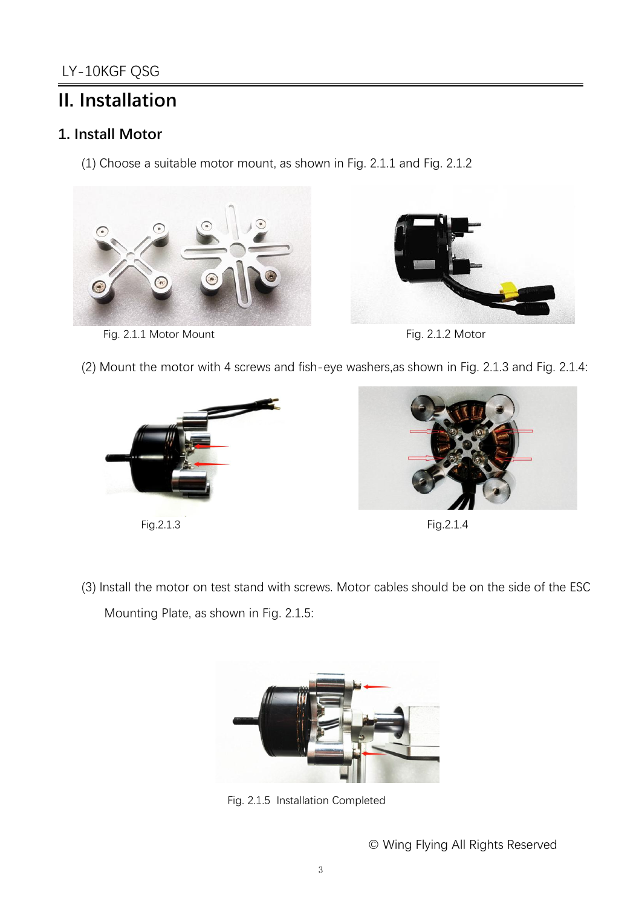# II. Installation

## 1. Install Motor

(1) Choose a suitable motor mount, as shown in Fig. 2.1.1 and Fig. 2.1.2

Fig. 2.1.1 Motor Mount

Fig. 2.1.2 Motor

(2) Mount the motor with 4 screws and fish-eye washers,as shown in Fig. 2.1.3 and Fig. 2.1.4:

Fig.2.1.3

Fig.2.1.4

(3) Install the motor on test stand with screws. Motor cables should be on the side of the ESC Mounting Plate, as shown in Fig. 2.1.5:

Fig. 2.1.5 Installation Completed

© Wing Flying All Rights Reserved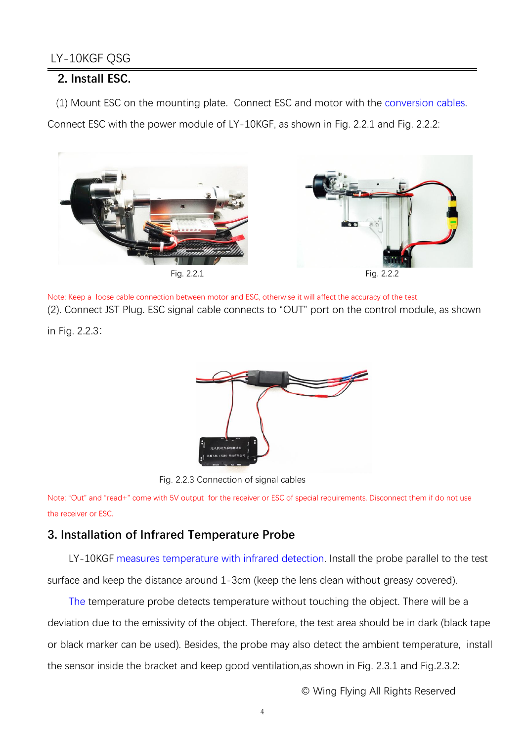## 2. Install ESC.

(1) Mount ESC on the mounting plate. Connect ESC and motor with the conversion cables. Connect ESC with the power module of LY-10KGF, as shown in Fig. 2.2.1 and Fig. 2.2.2:

Fig. 2.2.1

Fig. 2.2.2

Note: Keep a loose cable connection between motor and ESC, otherwise it will affect the accuracy of the test.

(2). Connect JST Plug. ESC signal cable connects to “OUT” port on the control module, as shown in Fig. 2.2.3:

Fig. 2.2.3 Connection of signal cables

Note: “Out” and “read+” come with 5V output for the receiver or ESC of special requirements. Disconnect them if do not use the receiver or ESC.

## 3. Installation of Infrared Temperature Probe

LY-10KGF measures temperature with infrared detection. Install the probe parallel to the test surface and keep the distance around 1-3cm (keep the lens clean without greasy covered).

The temperature probe detects temperature without touching the object. There will be a deviation due to the emissivity of the object. Therefore, the test area should be in dark (black tape or black marker can be used). Besides, the probe may also detect the ambient temperature, install the sensor inside the bracket and keep good ventilation,as shown in Fig. 2.3.1 and Fig.2.3.2:

© Wing Flying All Rights Reserved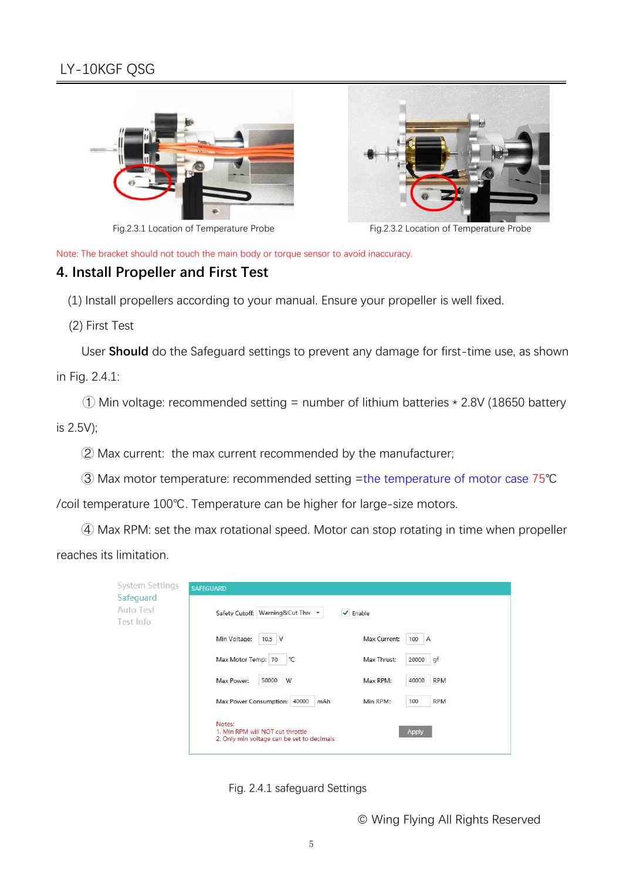Fig.2.3.1 Location of Temperature Probe

Fig.2.3.2 Location of Temperature Probe

Note: The bracket should not touch the main body or torque sensor to avoid inaccuracy.

## 4. Install Propeller and First Test

(1) Install propellers according to your manual. Ensure your propeller is well fixed.

(2) First Test

User **Should** do the Safeguard settings to prevent any damage for first-time use, as shown in Fig. 2.4.1:

① Min voltage: recommended setting = number of lithium batteries * 2.8V (18650 battery is 2.5V);

② Max current: the max current recommended by the manufacturer;

③ Max motor temperature: recommended setting =the temperature of motor case 75℃ /coil temperature 100℃. Temperature can be higher for large-size motors.

④ Max RPM: set the max rotational speed. Motor can stop rotating in time when propeller reaches its limitation.

Fig. 2.4.1 safeguard Settings

© Wing Flying All Rights Reserved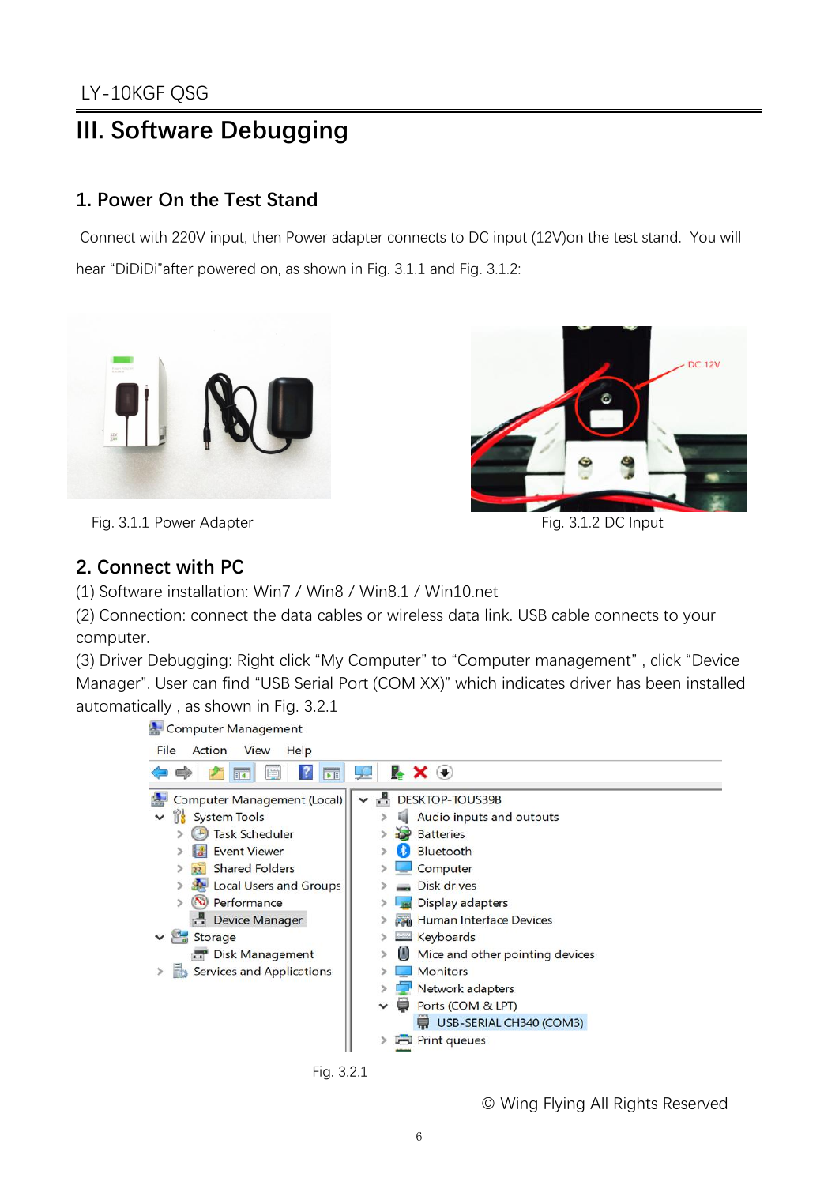# III. Software Debugging

## 1. Power On the Test Stand

Connect with 220V input, then Power adapter connects to DC input (12V)on the test stand. You will hear "DiDiDi"after powered on, as shown in Fig. 3.1.1 and Fig. 3.1.2:

Fig. 3.1.1 Power Adapter

Fig. 3.1.2 DC Input

## 2. Connect with PC

(1) Software installation: Win7 / Win8 / Win8.1 / Win10.net

(2) Connection: connect the data cables or wireless data link. USB cable connects to your computer.

(3) Driver Debugging: Right click "My Computer" to "Computer management" , click "Device Manager". User can find "USB Serial Port (COM XX)" which indicates driver has been installed automatically , as shown in Fig. 3.2.1

Fig. 3.2.1

© Wing Flying All Rights Reserved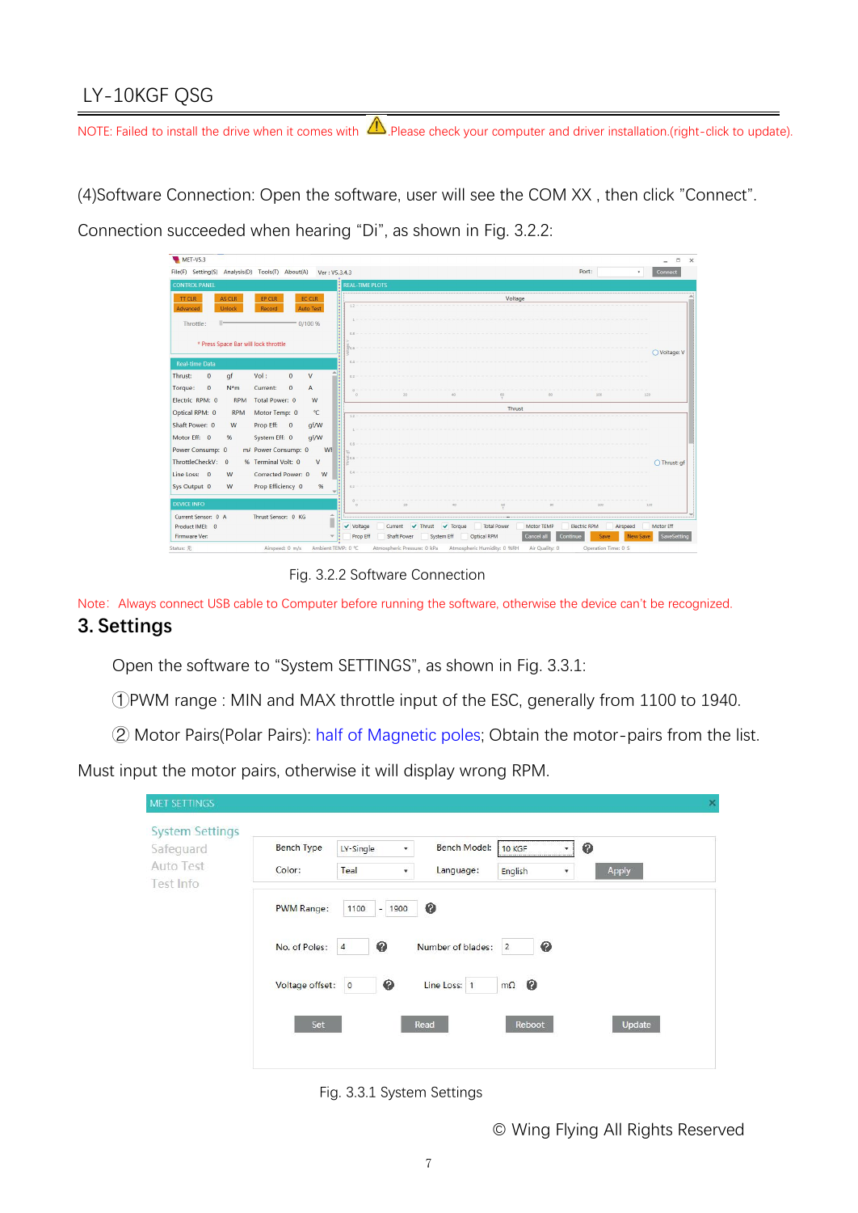NOTE: Failed to install the drive when it comes with ⚠ Please check your computer and driver installation.(right-click to update).

(4)Software Connection: Open the software, user will see the COM XX , then click "Connect".

Connection succeeded when hearing "Di", as shown in Fig. 3.2.2:

Fig. 3.2.2 Software Connection

Note: Always connect USB cable to Computer before running the software, otherwise the device can't be recognized.

## 3. Settings

Open the software to "System SETTINGS", as shown in Fig. 3.3.1:

①PWM range : MIN and MAX throttle input of the ESC, generally from 1100 to 1940.

② Motor Pairs(Polar Pairs): half of Magnetic poles; Obtain the motor-pairs from the list.

Must input the motor pairs, otherwise it will display wrong RPM.

Fig. 3.3.1 System Settings

© Wing Flying All Rights Reserved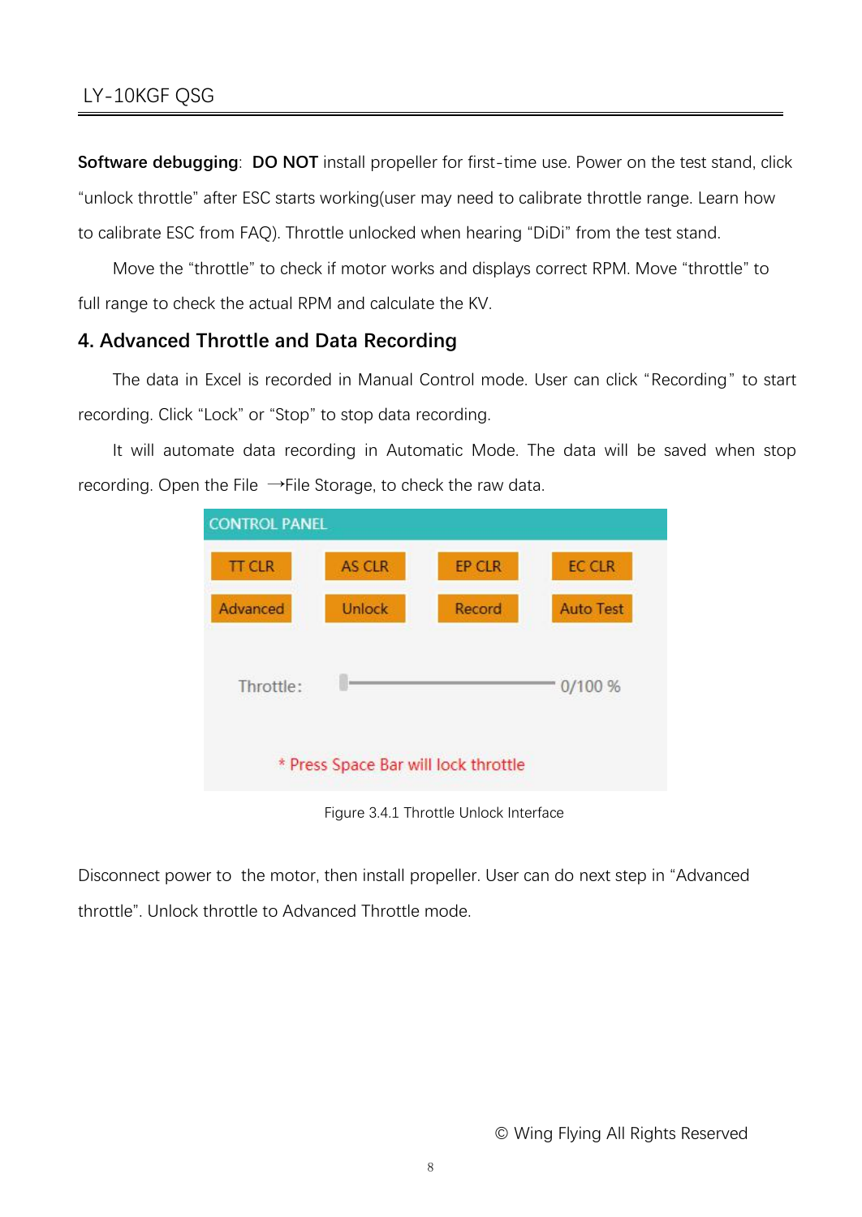**Software debugging**: **DO NOT** install propeller for first-time use. Power on the test stand, click "unlock throttle" after ESC starts working(user may need to calibrate throttle range. Learn how to calibrate ESC from FAQ). Throttle unlocked when hearing "DiDi" from the test stand.

Move the "throttle" to check if motor works and displays correct RPM. Move "throttle" to full range to check the actual RPM and calculate the KV.

## 4. Advanced Throttle and Data Recording

The data in Excel is recorded in Manual Control mode. User can click "Recording" to start recording. Click "Lock" or "Stop" to stop data recording.

It will automate data recording in Automatic Mode. The data will be saved when stop recording. Open the File →File Storage, to check the raw data.

CONTROL PANEL

TT CLR | AS CLR | EP CLR | EC CLR

Advanced | Unlock | Record | Auto Test

Throttle: 0/100 %

* Press Space Bar will lock throttle

Figure 3.4.1 Throttle Unlock Interface

Disconnect power to the motor, then install propeller. User can do next step in "Advanced throttle". Unlock throttle to Advanced Throttle mode.

© Wing Flying All Rights Reserved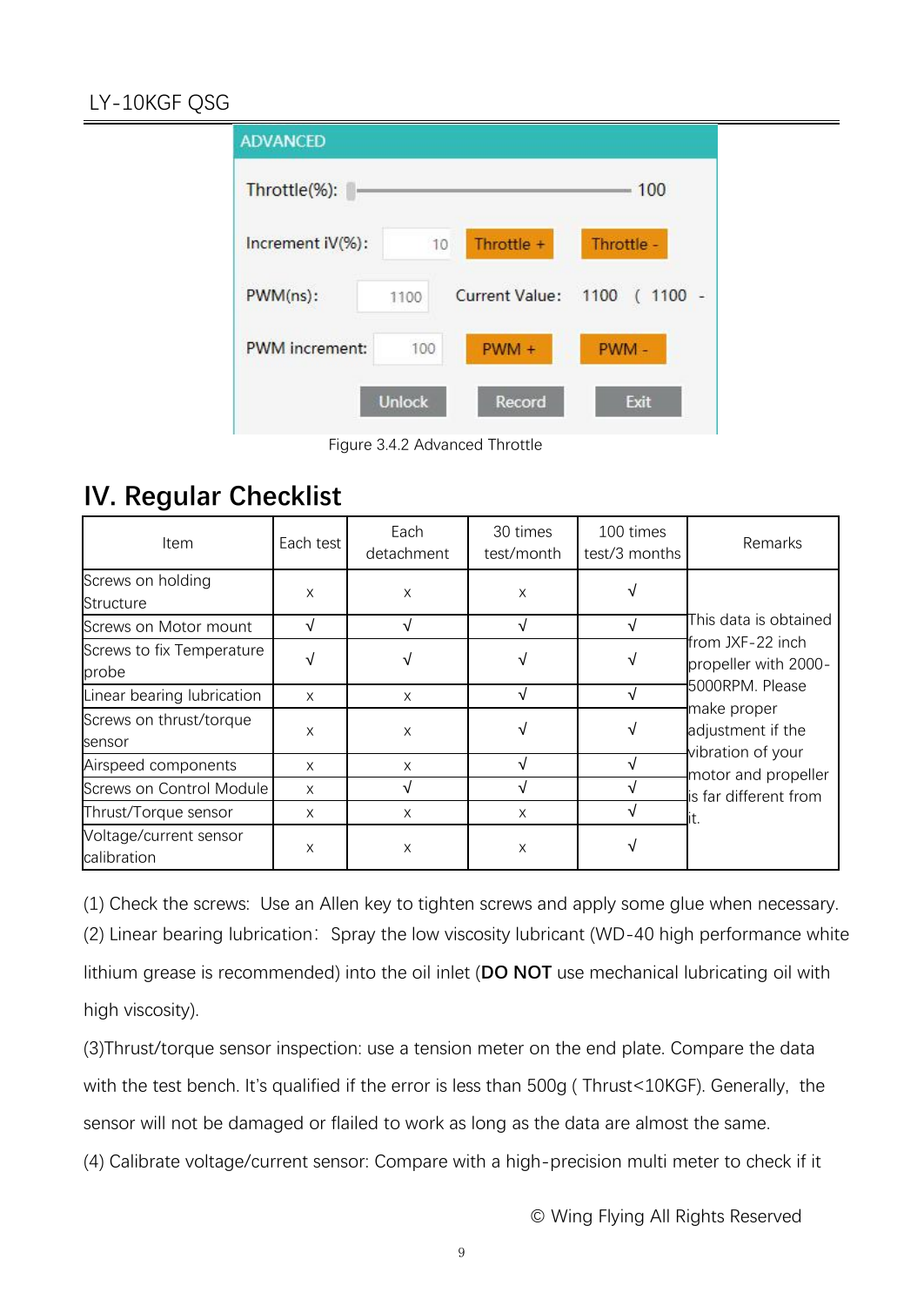Figure 3.4.2 Advanced Throttle

# IV. Regular Checklist

| Item | Each test | Each detachment | 30 times test/month | 100 times test/3 months | Remarks |
|---|---|---|---|---|---|
| Screws on holding Structure | x | x | x | √ | This data is obtained from JXF-22 inch propeller with 2000-5000RPM. Please make proper adjustment if the vibration of your motor and propeller is far different from it. |
| Screws on Motor mount | √ | √ | √ | √ | |
| Screws to fix Temperature probe | √ | √ | √ | √ | |
| Linear bearing lubrication | x | x | √ | √ | |
| Screws on thrust/torque sensor | x | x | √ | √ | |
| Airspeed components | x | x | √ | √ | |
| Screws on Control Module | x | √ | √ | √ | |
| Thrust/Torque sensor | x | x | x | √ | |
| Voltage/current sensor calibration | x | x | x | √ | |

(1) Check the screws: Use an Allen key to tighten screws and apply some glue when necessary.

(2) Linear bearing lubrication: Spray the low viscosity lubricant (WD-40 high performance white lithium grease is recommended) into the oil inlet (**DO NOT** use mechanical lubricating oil with high viscosity).

(3)Thrust/torque sensor inspection: use a tension meter on the end plate. Compare the data with the test bench. It's qualified if the error is less than 500g ( Thrust<10KGF). Generally, the sensor will not be damaged or flailed to work as long as the data are almost the same.

(4) Calibrate voltage/current sensor: Compare with a high-precision multi meter to check if it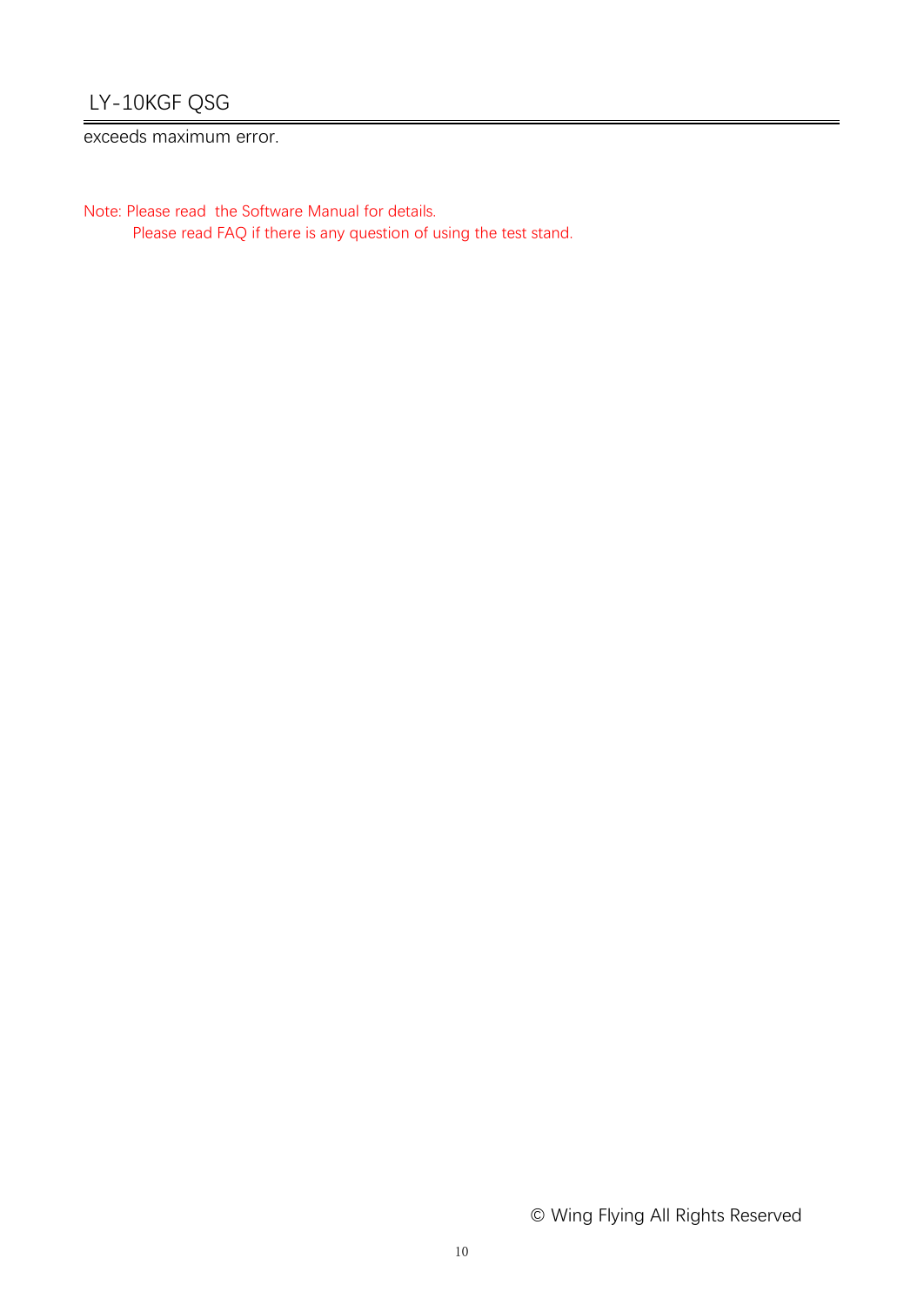exceeds maximum error.

Note: Please read the Software Manual for details.

Please read FAQ if there is any question of using the test stand.

© Wing Flying All Rights Reserved